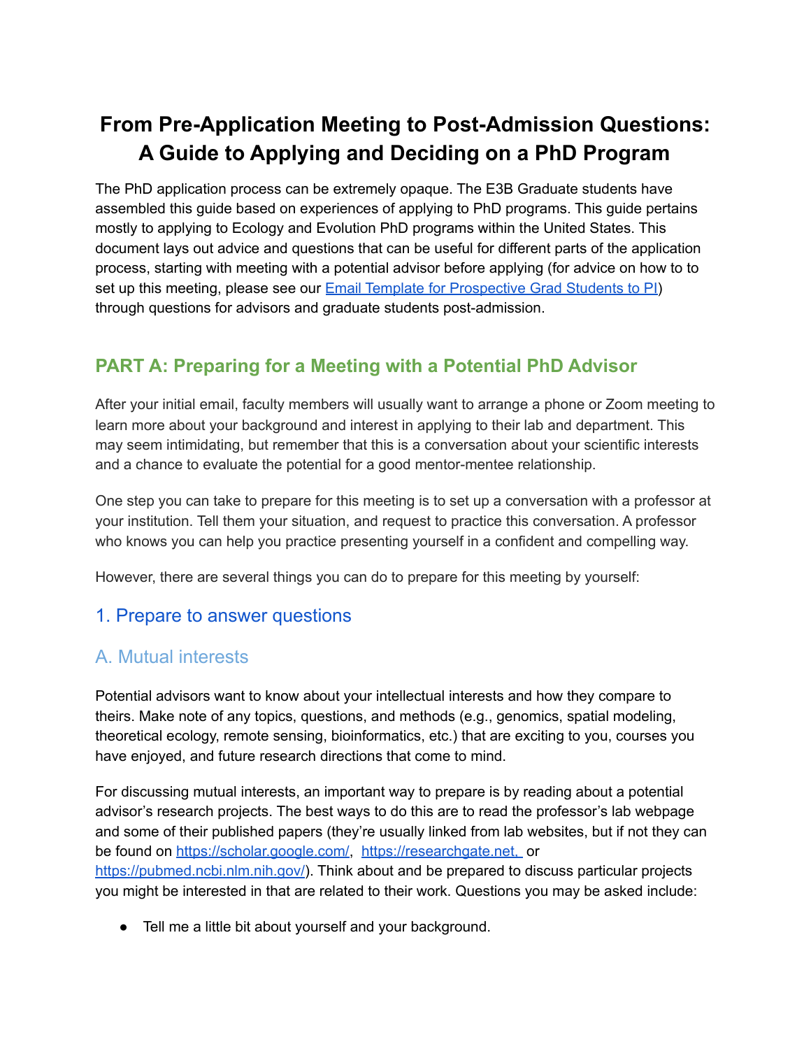# From Pre-Application Meeting to Post-Admission Questions: A Guide to Applying and Deciding on a PhD Program

The PhD application process can be extremely opaque. The E3B Graduate students have assembled this guide based on experiences of applying to PhD programs. This guide pertains mostly to applying to Ecology and Evolution PhD programs within the United States. This document lays out advice and questions that can be useful for different parts of the application process, starting with meeting with a potential advisor before applying (for advice on how to to set up this meeting, please see our [Email Template for Prospective Grad Students to PI](#)) through questions for advisors and graduate students post-admission.

## PART A: Preparing for a Meeting with a Potential PhD Advisor

After your initial email, faculty members will usually want to arrange a phone or Zoom meeting to learn more about your background and interest in applying to their lab and department. This may seem intimidating, but remember that this is a conversation about your scientific interests and a chance to evaluate the potential for a good mentor-mentee relationship.

One step you can take to prepare for this meeting is to set up a conversation with a professor at your institution. Tell them your situation, and request to practice this conversation. A professor who knows you can help you practice presenting yourself in a confident and compelling way.

However, there are several things you can do to prepare for this meeting by yourself:

### 1. Prepare to answer questions

### A. Mutual interests

Potential advisors want to know about your intellectual interests and how they compare to theirs. Make note of any topics, questions, and methods (e.g., genomics, spatial modeling, theoretical ecology, remote sensing, bioinformatics, etc.) that are exciting to you, courses you have enjoyed, and future research directions that come to mind.

For discussing mutual interests, an important way to prepare is by reading about a potential advisor's research projects. The best ways to do this are to read the professor's lab webpage and some of their published papers (they're usually linked from lab websites, but if not they can be found on https://scholar.google.com/, https://researchgate.net, or https://pubmed.ncbi.nlm.nih.gov/). Think about and be prepared to discuss particular projects you might be interested in that are related to their work. Questions you may be asked include:

- Tell me a little bit about yourself and your background.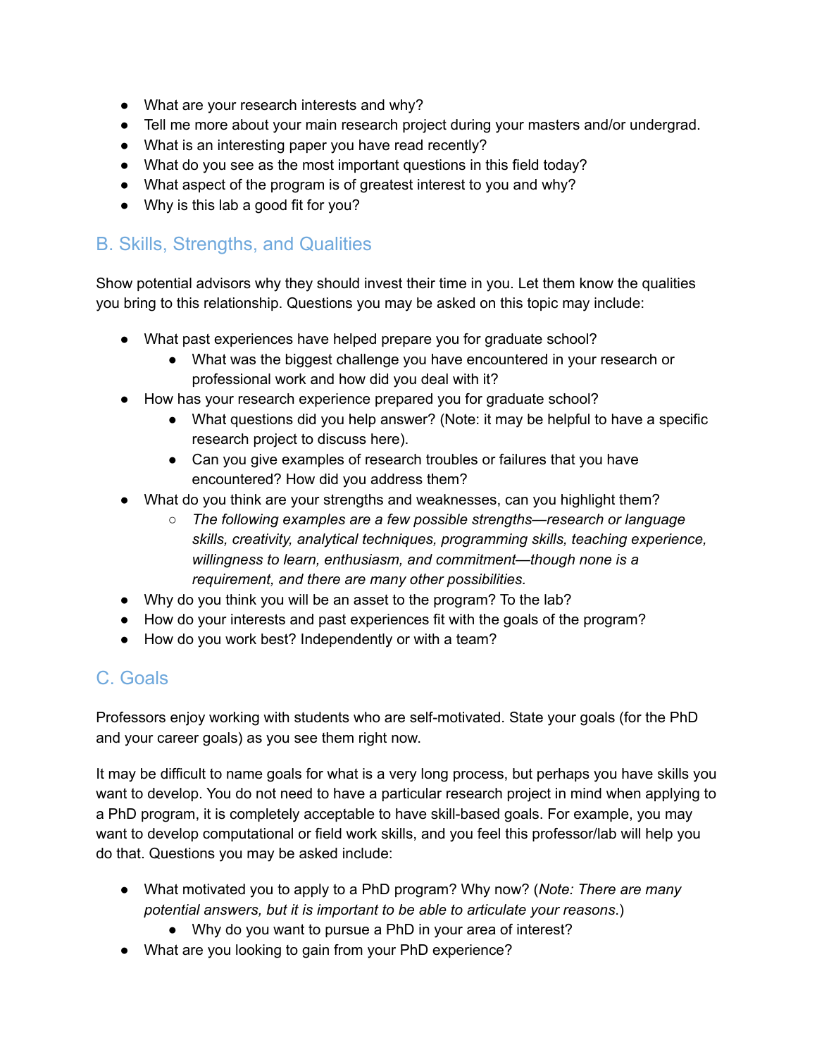- What are your research interests and why?
- Tell me more about your main research project during your masters and/or undergrad.
- What is an interesting paper you have read recently?
- What do you see as the most important questions in this field today?
- What aspect of the program is of greatest interest to you and why?
- Why is this lab a good fit for you?

## B. Skills, Strengths, and Qualities

Show potential advisors why they should invest their time in you. Let them know the qualities you bring to this relationship. Questions you may be asked on this topic may include:

- What past experiences have helped prepare you for graduate school?
  - What was the biggest challenge you have encountered in your research or professional work and how did you deal with it?
- How has your research experience prepared you for graduate school?
  - What questions did you help answer? (Note: it may be helpful to have a specific research project to discuss here).
  - Can you give examples of research troubles or failures that you have encountered? How did you address them?
- What do you think are your strengths and weaknesses, can you highlight them?
  - *The following examples are a few possible strengths—research or language skills, creativity, analytical techniques, programming skills, teaching experience, willingness to learn, enthusiasm, and commitment—though none is a requirement, and there are many other possibilities.*
- Why do you think you will be an asset to the program? To the lab?
- How do your interests and past experiences fit with the goals of the program?
- How do you work best? Independently or with a team?

## C. Goals

Professors enjoy working with students who are self-motivated. State your goals (for the PhD and your career goals) as you see them right now.

It may be difficult to name goals for what is a very long process, but perhaps you have skills you want to develop. You do not need to have a particular research project in mind when applying to a PhD program, it is completely acceptable to have skill-based goals. For example, you may want to develop computational or field work skills, and you feel this professor/lab will help you do that. Questions you may be asked include:

- What motivated you to apply to a PhD program? Why now? (*Note: There are many potential answers, but it is important to be able to articulate your reasons.*)
  - Why do you want to pursue a PhD in your area of interest?
- What are you looking to gain from your PhD experience?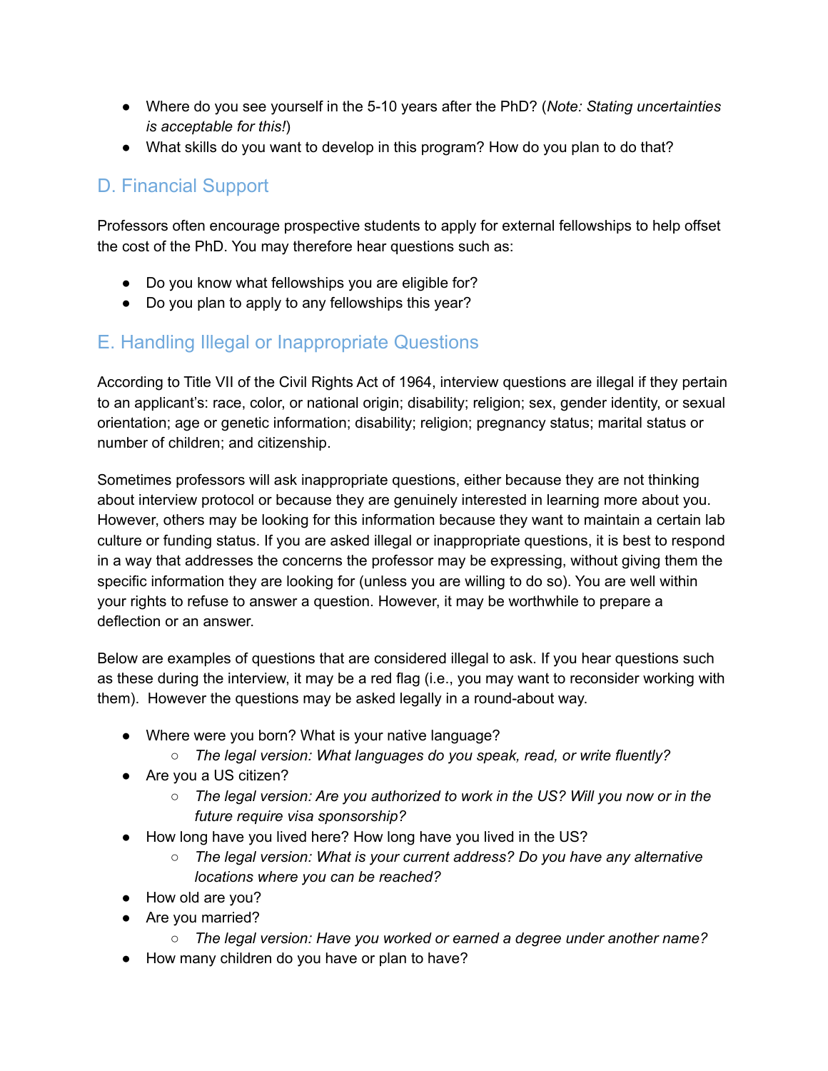- Where do you see yourself in the 5-10 years after the PhD? (*Note: Stating uncertainties is acceptable for this!*)
- What skills do you want to develop in this program? How do you plan to do that?

## D. Financial Support

Professors often encourage prospective students to apply for external fellowships to help offset the cost of the PhD. You may therefore hear questions such as:

- Do you know what fellowships you are eligible for?
- Do you plan to apply to any fellowships this year?

## E. Handling Illegal or Inappropriate Questions

According to Title VII of the Civil Rights Act of 1964, interview questions are illegal if they pertain to an applicant's: race, color, or national origin; disability; religion; sex, gender identity, or sexual orientation; age or genetic information; disability; religion; pregnancy status; marital status or number of children; and citizenship.

Sometimes professors will ask inappropriate questions, either because they are not thinking about interview protocol or because they are genuinely interested in learning more about you. However, others may be looking for this information because they want to maintain a certain lab culture or funding status. If you are asked illegal or inappropriate questions, it is best to respond in a way that addresses the concerns the professor may be expressing, without giving them the specific information they are looking for (unless you are willing to do so). You are well within your rights to refuse to answer a question. However, it may be worthwhile to prepare a deflection or an answer.

Below are examples of questions that are considered illegal to ask. If you hear questions such as these during the interview, it may be a red flag (i.e., you may want to reconsider working with them). However the questions may be asked legally in a round-about way.

- Where were you born? What is your native language?
  - *The legal version: What languages do you speak, read, or write fluently?*
- Are you a US citizen?
  - *The legal version: Are you authorized to work in the US? Will you now or in the future require visa sponsorship?*
- How long have you lived here? How long have you lived in the US?
  - *The legal version: What is your current address? Do you have any alternative locations where you can be reached?*
- How old are you?
- Are you married?
  - *The legal version: Have you worked or earned a degree under another name?*
- How many children do you have or plan to have?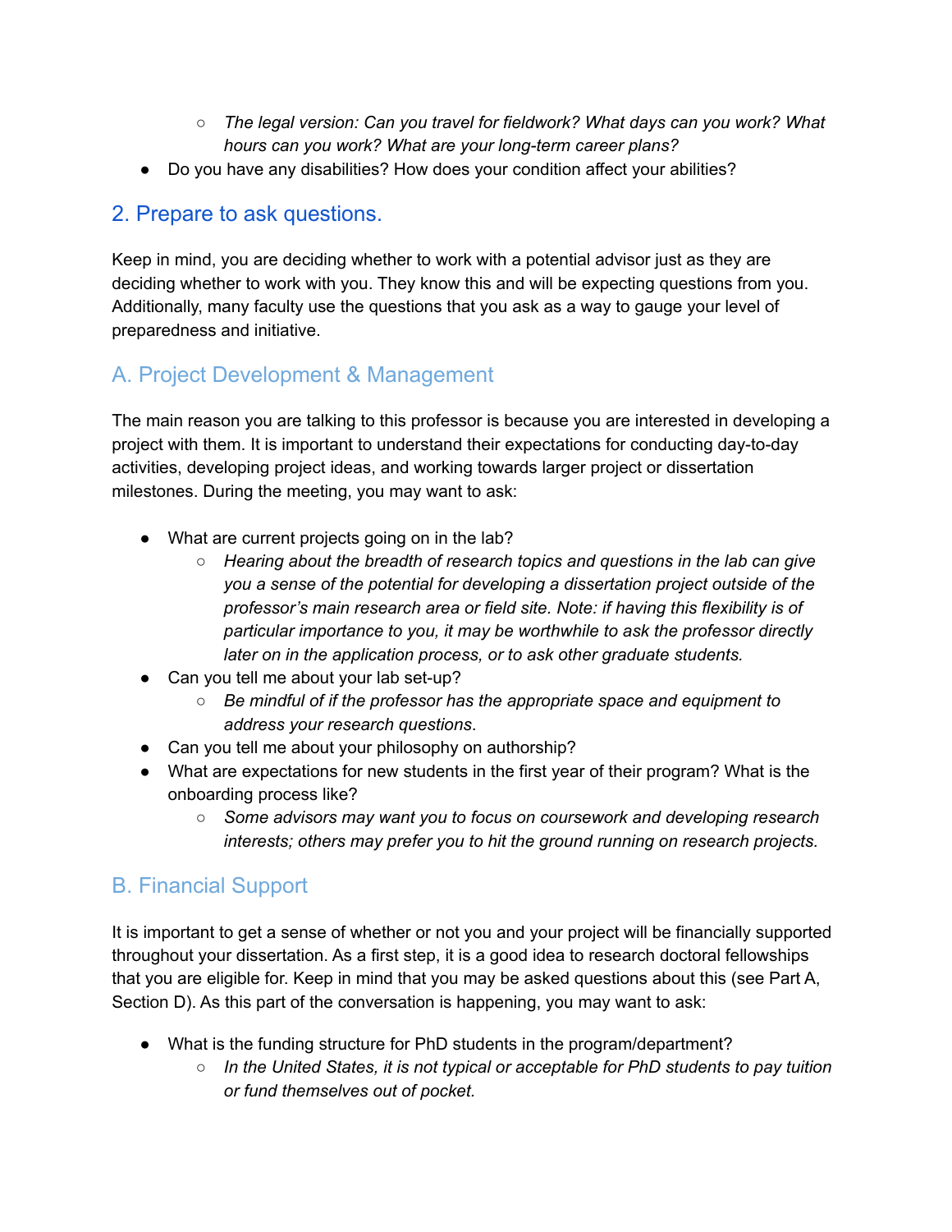- *The legal version: Can you travel for fieldwork? What days can you work? What hours can you work? What are your long-term career plans?*
- Do you have any disabilities? How does your condition affect your abilities?

## 2. Prepare to ask questions.

Keep in mind, you are deciding whether to work with a potential advisor just as they are deciding whether to work with you. They know this and will be expecting questions from you. Additionally, many faculty use the questions that you ask as a way to gauge your level of preparedness and initiative.

### A. Project Development & Management

The main reason you are talking to this professor is because you are interested in developing a project with them. It is important to understand their expectations for conducting day-to-day activities, developing project ideas, and working towards larger project or dissertation milestones. During the meeting, you may want to ask:

- What are current projects going on in the lab?
    - *Hearing about the breadth of research topics and questions in the lab can give you a sense of the potential for developing a dissertation project outside of the professor's main research area or field site. Note: if having this flexibility is of particular importance to you, it may be worthwhile to ask the professor directly later on in the application process, or to ask other graduate students.*
- Can you tell me about your lab set-up?
    - *Be mindful of if the professor has the appropriate space and equipment to address your research questions*.
- Can you tell me about your philosophy on authorship?
- What are expectations for new students in the first year of their program? What is the onboarding process like?
    - *Some advisors may want you to focus on coursework and developing research interests; others may prefer you to hit the ground running on research projects.*

### B. Financial Support

It is important to get a sense of whether or not you and your project will be financially supported throughout your dissertation. As a first step, it is a good idea to research doctoral fellowships that you are eligible for. Keep in mind that you may be asked questions about this (see Part A, Section D). As this part of the conversation is happening, you may want to ask:

- What is the funding structure for PhD students in the program/department?
    - *In the United States, it is not typical or acceptable for PhD students to pay tuition or fund themselves out of pocket.*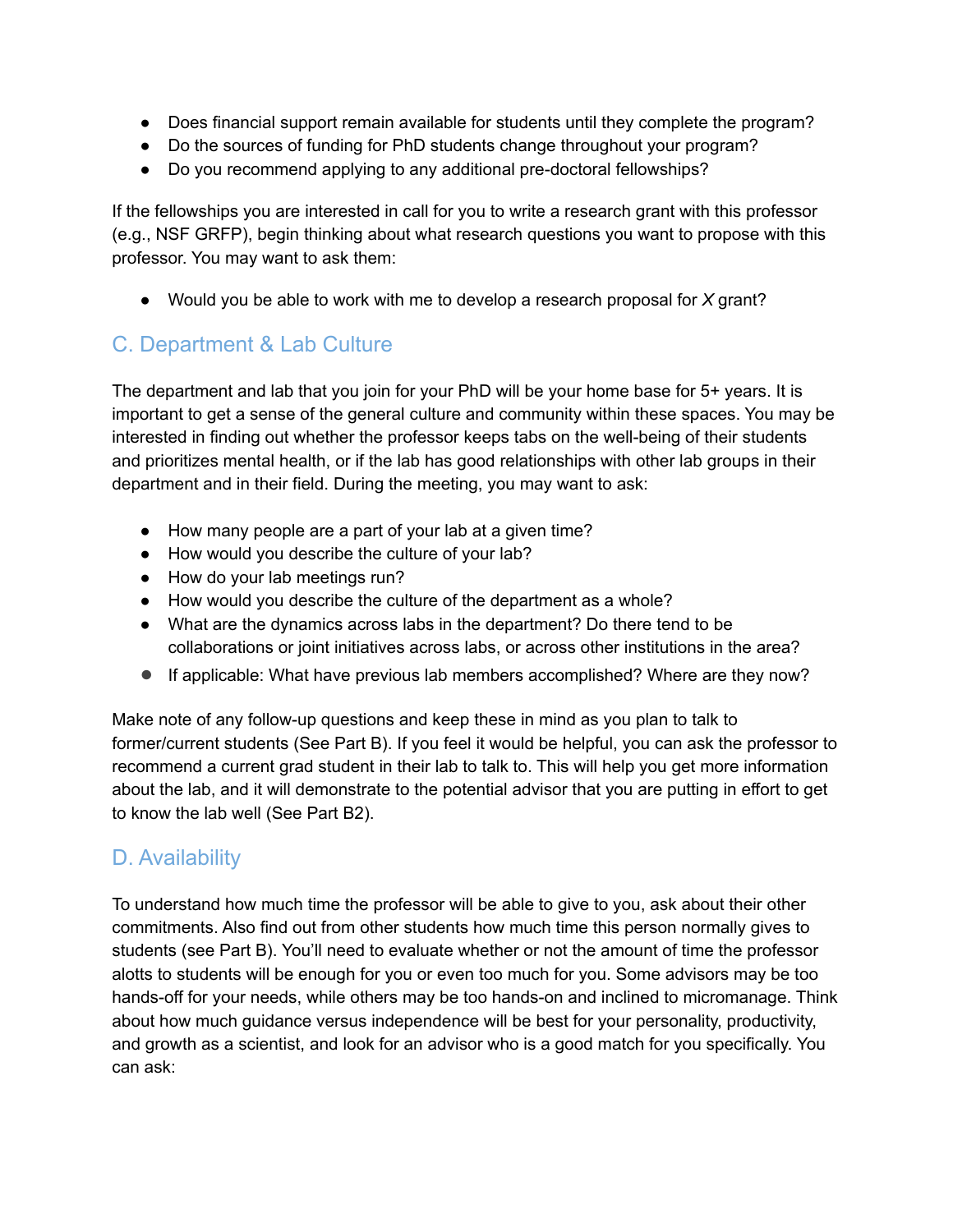- Does financial support remain available for students until they complete the program?
- Do the sources of funding for PhD students change throughout your program?
- Do you recommend applying to any additional pre-doctoral fellowships?

If the fellowships you are interested in call for you to write a research grant with this professor (e.g., NSF GRFP), begin thinking about what research questions you want to propose with this professor. You may want to ask them:

- Would you be able to work with me to develop a research proposal for *X* grant?

## C. Department & Lab Culture

The department and lab that you join for your PhD will be your home base for 5+ years. It is important to get a sense of the general culture and community within these spaces. You may be interested in finding out whether the professor keeps tabs on the well-being of their students and prioritizes mental health, or if the lab has good relationships with other lab groups in their department and in their field. During the meeting, you may want to ask:

- How many people are a part of your lab at a given time?
- How would you describe the culture of your lab?
- How do your lab meetings run?
- How would you describe the culture of the department as a whole?
- What are the dynamics across labs in the department? Do there tend to be collaborations or joint initiatives across labs, or across other institutions in the area?
- If applicable: What have previous lab members accomplished? Where are they now?

Make note of any follow-up questions and keep these in mind as you plan to talk to former/current students (See Part B). If you feel it would be helpful, you can ask the professor to recommend a current grad student in their lab to talk to. This will help you get more information about the lab, and it will demonstrate to the potential advisor that you are putting in effort to get to know the lab well (See Part B2).

## D. Availability

To understand how much time the professor will be able to give to you, ask about their other commitments. Also find out from other students how much time this person normally gives to students (see Part B). You'll need to evaluate whether or not the amount of time the professor alotts to students will be enough for you or even too much for you. Some advisors may be too hands-off for your needs, while others may be too hands-on and inclined to micromanage. Think about how much guidance versus independence will be best for your personality, productivity, and growth as a scientist, and look for an advisor who is a good match for you specifically. You can ask: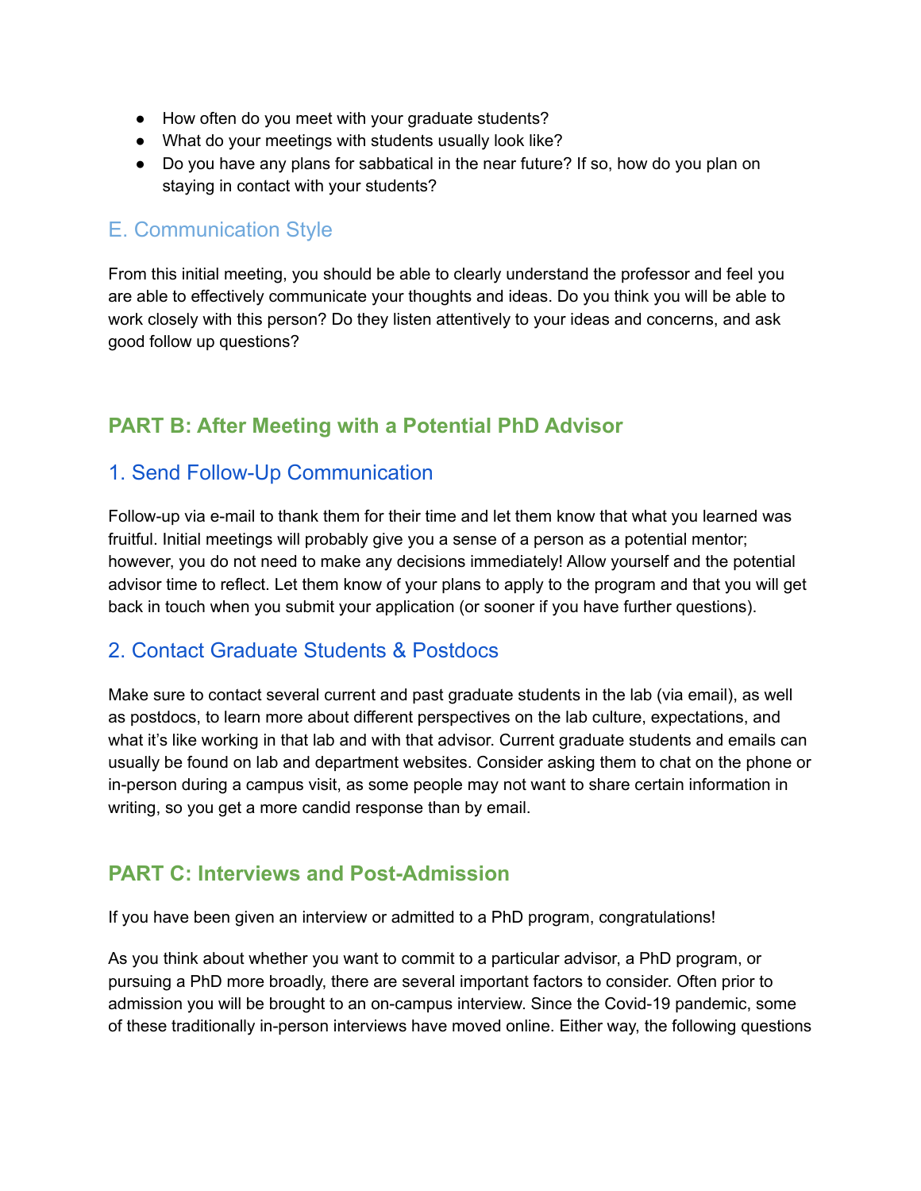- How often do you meet with your graduate students?
- What do your meetings with students usually look like?
- Do you have any plans for sabbatical in the near future? If so, how do you plan on staying in contact with your students?

### E. Communication Style

From this initial meeting, you should be able to clearly understand the professor and feel you are able to effectively communicate your thoughts and ideas. Do you think you will be able to work closely with this person? Do they listen attentively to your ideas and concerns, and ask good follow up questions?

## PART B: After Meeting with a Potential PhD Advisor

### 1. Send Follow-Up Communication

Follow-up via e-mail to thank them for their time and let them know that what you learned was fruitful. Initial meetings will probably give you a sense of a person as a potential mentor; however, you do not need to make any decisions immediately! Allow yourself and the potential advisor time to reflect. Let them know of your plans to apply to the program and that you will get back in touch when you submit your application (or sooner if you have further questions).

### 2. Contact Graduate Students & Postdocs

Make sure to contact several current and past graduate students in the lab (via email), as well as postdocs, to learn more about different perspectives on the lab culture, expectations, and what it's like working in that lab and with that advisor. Current graduate students and emails can usually be found on lab and department websites. Consider asking them to chat on the phone or in-person during a campus visit, as some people may not want to share certain information in writing, so you get a more candid response than by email.

## PART C: Interviews and Post-Admission

If you have been given an interview or admitted to a PhD program, congratulations!

As you think about whether you want to commit to a particular advisor, a PhD program, or pursuing a PhD more broadly, there are several important factors to consider. Often prior to admission you will be brought to an on-campus interview. Since the Covid-19 pandemic, some of these traditionally in-person interviews have moved online. Either way, the following questions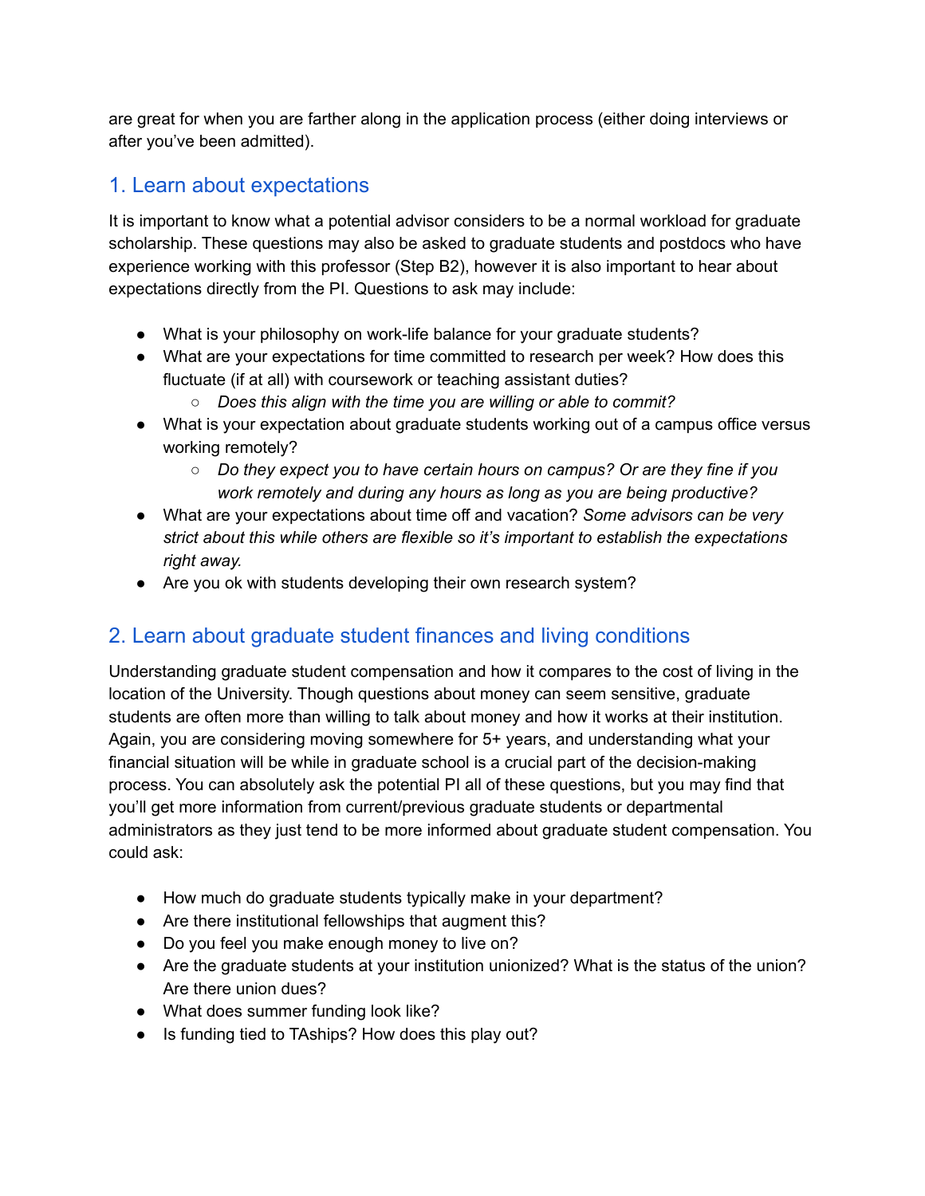are great for when you are farther along in the application process (either doing interviews or after you've been admitted).

## 1. Learn about expectations

It is important to know what a potential advisor considers to be a normal workload for graduate scholarship. These questions may also be asked to graduate students and postdocs who have experience working with this professor (Step B2), however it is also important to hear about expectations directly from the PI. Questions to ask may include:

- What is your philosophy on work-life balance for your graduate students?
- What are your expectations for time committed to research per week? How does this fluctuate (if at all) with coursework or teaching assistant duties?
  - *Does this align with the time you are willing or able to commit?*
- What is your expectation about graduate students working out of a campus office versus working remotely?
  - *Do they expect you to have certain hours on campus? Or are they fine if you work remotely and during any hours as long as you are being productive?*
- What are your expectations about time off and vacation? *Some advisors can be very strict about this while others are flexible so it's important to establish the expectations right away.*
- Are you ok with students developing their own research system?

## 2. Learn about graduate student finances and living conditions

Understanding graduate student compensation and how it compares to the cost of living in the location of the University. Though questions about money can seem sensitive, graduate students are often more than willing to talk about money and how it works at their institution. Again, you are considering moving somewhere for 5+ years, and understanding what your financial situation will be while in graduate school is a crucial part of the decision-making process. You can absolutely ask the potential PI all of these questions, but you may find that you'll get more information from current/previous graduate students or departmental administrators as they just tend to be more informed about graduate student compensation. You could ask:

- How much do graduate students typically make in your department?
- Are there institutional fellowships that augment this?
- Do you feel you make enough money to live on?
- Are the graduate students at your institution unionized? What is the status of the union? Are there union dues?
- What does summer funding look like?
- Is funding tied to TAships? How does this play out?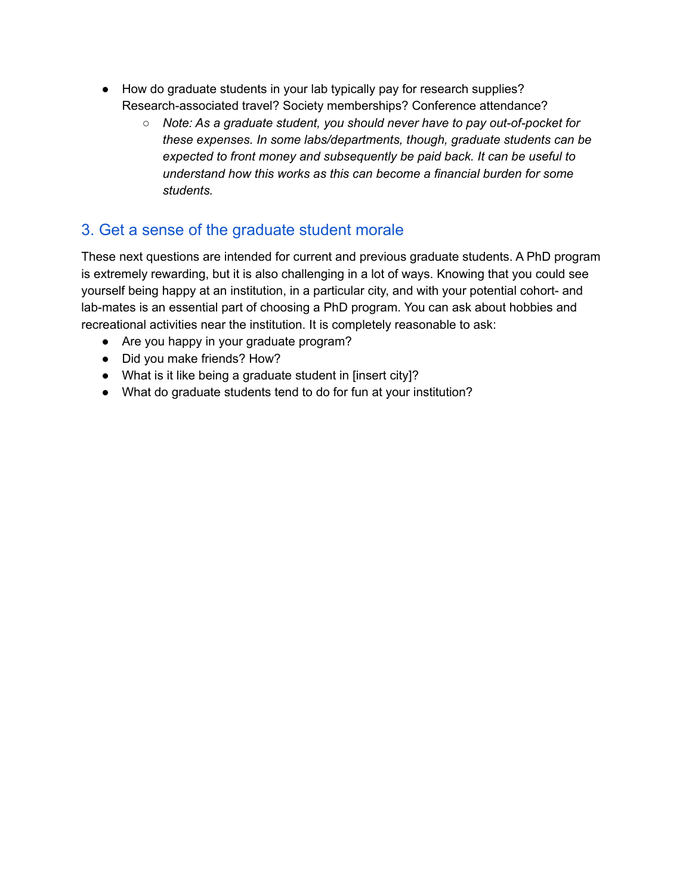- How do graduate students in your lab typically pay for research supplies? Research-associated travel? Society memberships? Conference attendance?
    - *Note: As a graduate student, you should never have to pay out-of-pocket for these expenses. In some labs/departments, though, graduate students can be expected to front money and subsequently be paid back. It can be useful to understand how this works as this can become a financial burden for some students.*

## 3. Get a sense of the graduate student morale

These next questions are intended for current and previous graduate students. A PhD program is extremely rewarding, but it is also challenging in a lot of ways. Knowing that you could see yourself being happy at an institution, in a particular city, and with your potential cohort- and lab-mates is an essential part of choosing a PhD program. You can ask about hobbies and recreational activities near the institution. It is completely reasonable to ask:

- Are you happy in your graduate program?
- Did you make friends? How?
- What is it like being a graduate student in [insert city]?
- What do graduate students tend to do for fun at your institution?